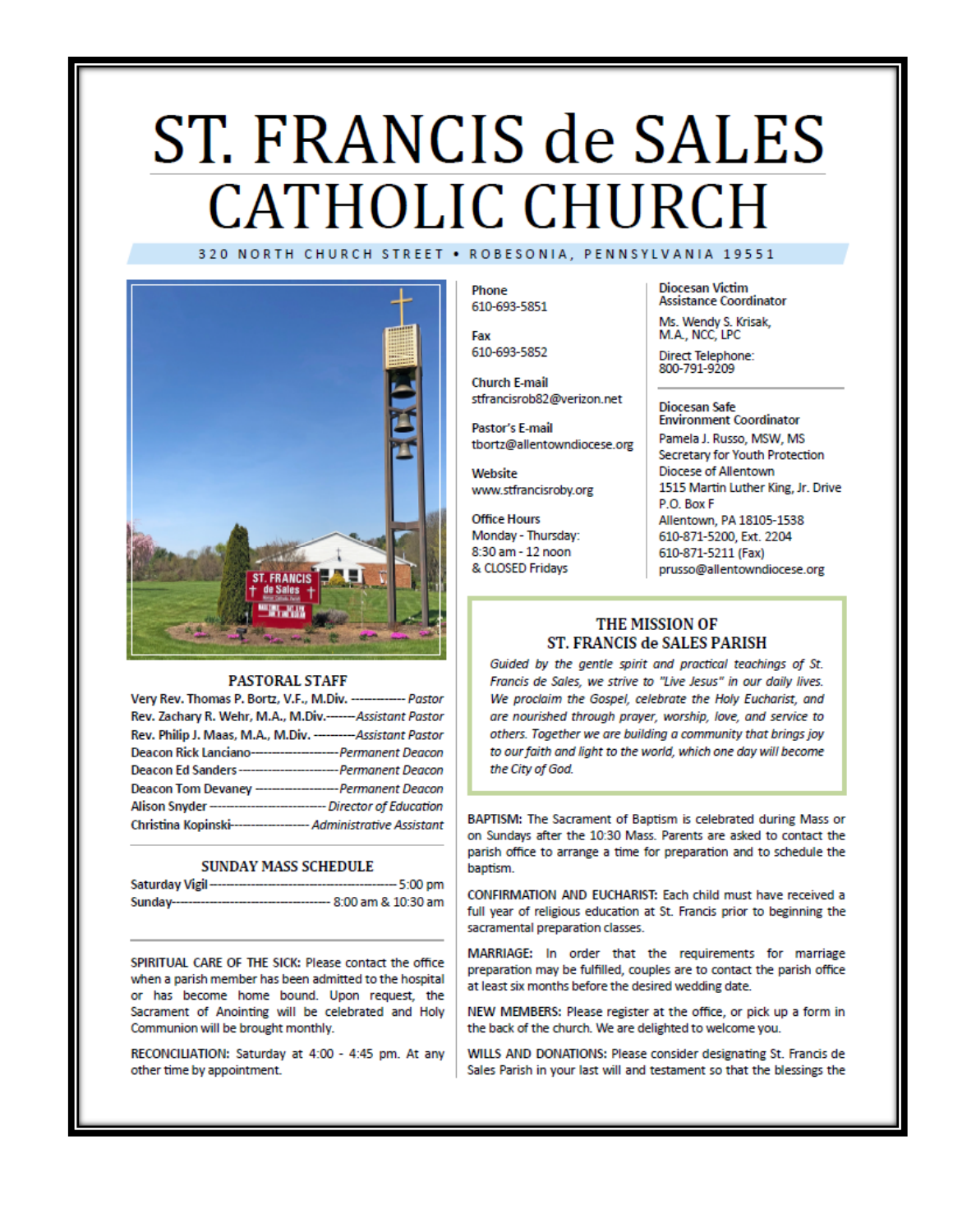# ST. FRANCIS de SALES CATHOLIC CHURCH

320 NORTH CHURCH STREET • ROBESONIA, PENNSYLVANIA 19551

## PASTORAL STAFF

Very Rev. Thomas P. Bortz, V.F., M.Div. ------------ *Pastor*
Rev. Zachary R. Wehr, M.A., M.Div.------*Assistant Pastor*
Rev. Philip J. Maas, M.A., M.Div. ---------*Assistant Pastor*
Deacon Rick Lanciano------------------*Permanent Deacon*
Deacon Ed Sanders---------------------*Permanent Deacon*
Deacon Tom Devaney -----------------*Permanent Deacon*
Alison Snyder ------------------------ *Director of Education*
Christina Kopinski---------------- *Administrative Assistant*

## SUNDAY MASS SCHEDULE

Saturday Vigil------------------------------------------ 5:00 pm
Sunday--------------------------------- 8:00 am & 10:30 am

**SPIRITUAL CARE OF THE SICK:** Please contact the office when a parish member has been admitted to the hospital or has become home bound. Upon request, the Sacrament of Anointing will be celebrated and Holy Communion will be brought monthly.

**RECONCILIATION:** Saturday at 4:00 - 4:45 pm. At any other time by appointment.

**Phone**
610-693-5851

**Fax**
610-693-5852

**Church E-mail**
stfrancisrob82@verizon.net

**Pastor's E-mail**
tbortz@allentowndiocese.org

**Website**
www.stfrancisroby.org

**Office Hours**
Monday - Thursday:
8:30 am - 12 noon
& CLOSED Fridays

**Diocesan Victim Assistance Coordinator**

Ms. Wendy S. Krisak, M.A., NCC, LPC

Direct Telephone:
800-791-9209

**Diocesan Safe Environment Coordinator**

Pamela J. Russo, MSW, MS
Secretary for Youth Protection
Diocese of Allentown
1515 Martin Luther King, Jr. Drive
P.O. Box F
Allentown, PA 18105-1538
610-871-5200, Ext. 2204
610-871-5211 (Fax)
prusso@allentowndiocese.org

## THE MISSION OF ST. FRANCIS de SALES PARISH

*Guided by the gentle spirit and practical teachings of St. Francis de Sales, we strive to "Live Jesus" in our daily lives. We proclaim the Gospel, celebrate the Holy Eucharist, and are nourished through prayer, worship, love, and service to others. Together we are building a community that brings joy to our faith and light to the world, which one day will become the City of God.*

**BAPTISM:** The Sacrament of Baptism is celebrated during Mass or on Sundays after the 10:30 Mass. Parents are asked to contact the parish office to arrange a time for preparation and to schedule the baptism.

**CONFIRMATION AND EUCHARIST:** Each child must have received a full year of religious education at St. Francis prior to beginning the sacramental preparation classes.

**MARRIAGE:** In order that the requirements for marriage preparation may be fulfilled, couples are to contact the parish office at least six months before the desired wedding date.

**NEW MEMBERS:** Please register at the office, or pick up a form in the back of the church. We are delighted to welcome you.

**WILLS AND DONATIONS:** Please consider designating St. Francis de Sales Parish in your last will and testament so that the blessings the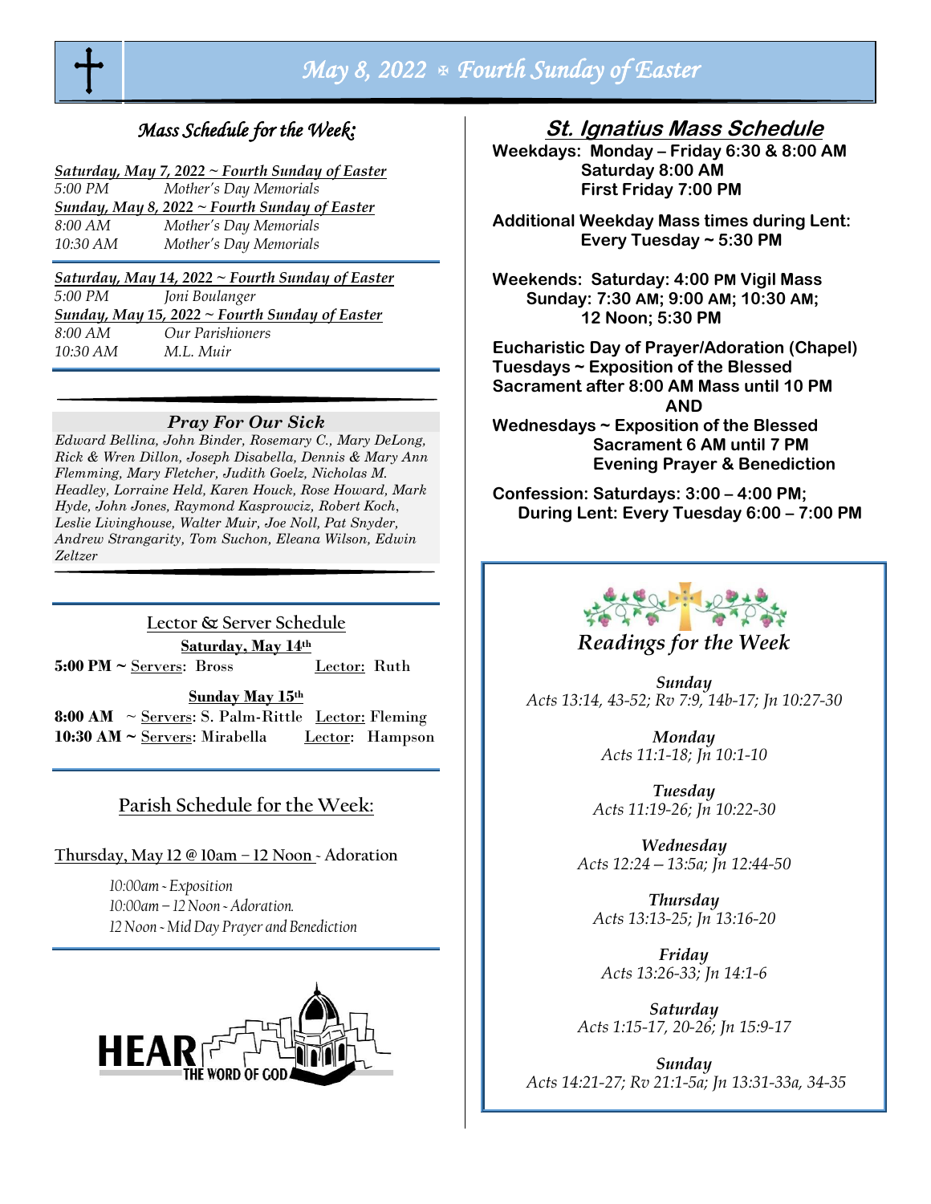# May 8, 2022 ✠ Fourth Sunday of Easter

## Mass Schedule for the Week:

***Saturday, May 7, 2022 ~ Fourth Sunday of Easter***

*5:00 PM* *Mother's Day Memorials*

***Sunday, May 8, 2022 ~ Fourth Sunday of Easter***

*8:00 AM* *Mother's Day Memorials*

*10:30 AM* *Mother's Day Memorials*

***Saturday, May 14, 2022 ~ Fourth Sunday of Easter***

*5:00 PM* *Joni Boulanger*

***Sunday, May 15, 2022 ~ Fourth Sunday of Easter***

*8:00 AM* *Our Parishioners*

*10:30 AM* *M.L. Muir*

### *Pray For Our Sick*

*Edward Bellina, John Binder, Rosemary C., Mary DeLong, Rick & Wren Dillon, Joseph Disabella, Dennis & Mary Ann Flemming, Mary Fletcher, Judith Goelz, Nicholas M. Headley, Lorraine Held, Karen Houck, Rose Howard, Mark Hyde, John Jones, Raymond Kasprowciz, Robert Koch, Leslie Livinghouse, Walter Muir, Joe Noll, Pat Snyder, Andrew Strangarity, Tom Suchon, Eleana Wilson, Edwin Zeltzer*

## Lector & Server Schedule

**Saturday, May 14th**

**5:00 PM ~** Servers: Bross Lector: Ruth

**Sunday May 15th**

**8:00 AM** ~ Servers: S. Palm-Rittle Lector: Fleming

**10:30 AM ~** Servers: Mirabella Lector: Hampson

## Parish Schedule for the Week:

Thursday, May 12 @ 10am – 12 Noon - Adoration

*10:00am - Exposition*

*10:00am – 12 Noon - Adoration.*

*12 Noon - Mid Day Prayer and Benediction*

HEAR THE WORD OF GOD

## St. Ignatius Mass Schedule

**Weekdays: Monday – Friday 6:30 & 8:00 AM**
**Saturday 8:00 AM**
**First Friday 7:00 PM**

**Additional Weekday Mass times during Lent:**
**Every Tuesday ~ 5:30 PM**

**Weekends: Saturday: 4:00 PM Vigil Mass**
**Sunday: 7:30 AM; 9:00 AM; 10:30 AM; 12 Noon; 5:30 PM**

**Eucharistic Day of Prayer/Adoration (Chapel)**
**Tuesdays ~ Exposition of the Blessed Sacrament after 8:00 AM Mass until 10 PM**
**AND**
**Wednesdays ~ Exposition of the Blessed Sacrament 6 AM until 7 PM**
**Evening Prayer & Benediction**

**Confession: Saturdays: 3:00 – 4:00 PM;**
**During Lent: Every Tuesday 6:00 – 7:00 PM**

## *Readings for the Week*

***Sunday***
*Acts 13:14, 43-52; Rv 7:9, 14b-17; Jn 10:27-30*

***Monday***
*Acts 11:1-18; Jn 10:1-10*

***Tuesday***
*Acts 11:19-26; Jn 10:22-30*

***Wednesday***
*Acts 12:24 – 13:5a; Jn 12:44-50*

***Thursday***
*Acts 13:13-25; Jn 13:16-20*

***Friday***
*Acts 13:26-33; Jn 14:1-6*

***Saturday***
*Acts 1:15-17, 20-26; Jn 15:9-17*

***Sunday***
*Acts 14:21-27; Rv 21:1-5a; Jn 13:31-33a, 34-35*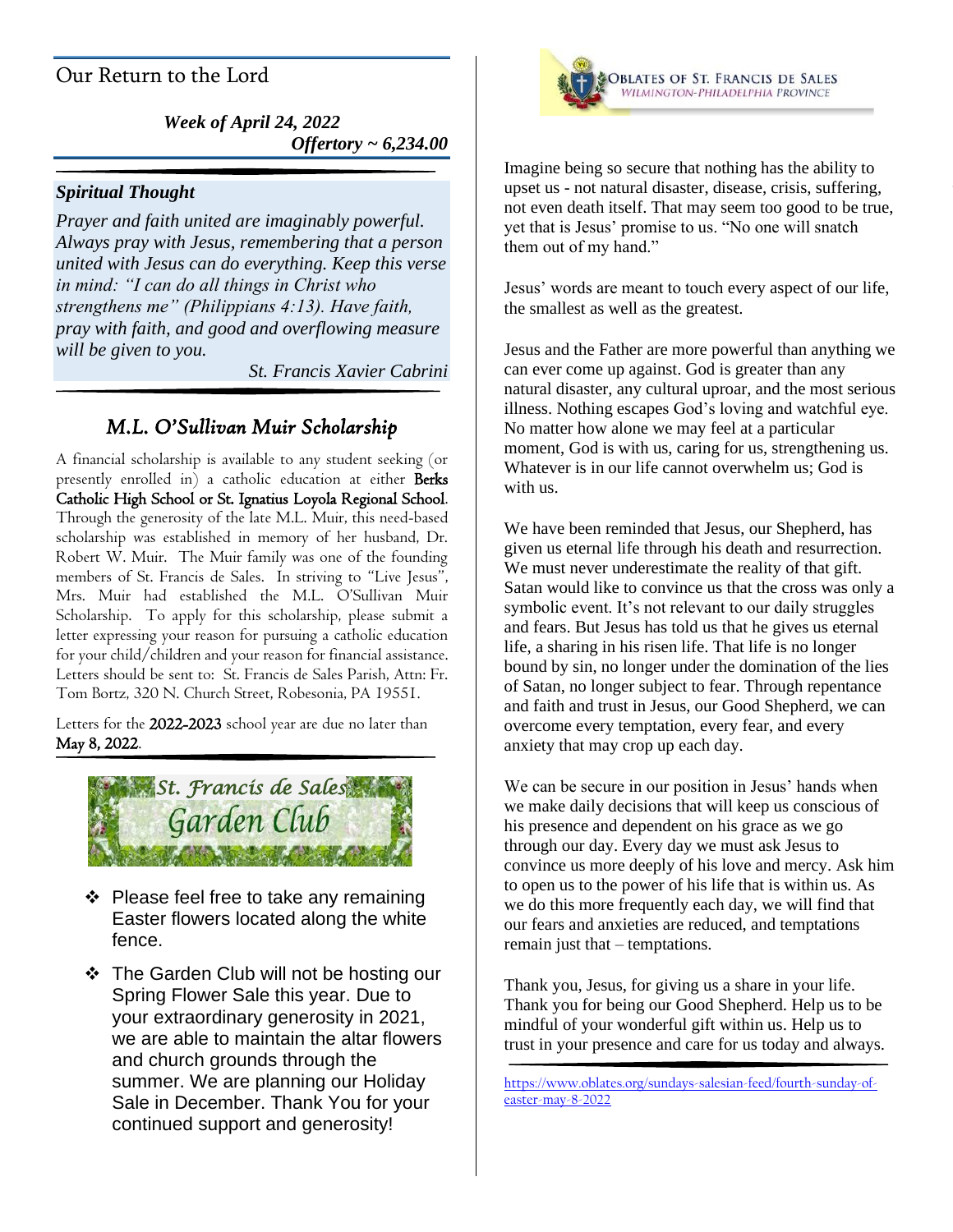## Our Return to the Lord

***Week of April 24, 2022***
***Offertory ~ 6,234.00***

***Spiritual Thought***

*Prayer and faith united are imaginably powerful. Always pray with Jesus, remembering that a person united with Jesus can do everything. Keep this verse in mind: "I can do all things in Christ who strengthens me" (Philippians 4:13). Have faith, pray with faith, and good and overflowing measure will be given to you.*

*St. Francis Xavier Cabrini*

## *M.L. O'Sullivan Muir Scholarship*

A financial scholarship is available to any student seeking (or presently enrolled in) a catholic education at either **Berks Catholic High School or St. Ignatius Loyola Regional School**. Through the generosity of the late M.L. Muir, this need-based scholarship was established in memory of her husband, Dr. Robert W. Muir. The Muir family was one of the founding members of St. Francis de Sales. In striving to "Live Jesus", Mrs. Muir had established the M.L. O'Sullivan Muir Scholarship. To apply for this scholarship, please submit a letter expressing your reason for pursuing a catholic education for your child/children and your reason for financial assistance. Letters should be sent to: St. Francis de Sales Parish, Attn: Fr. Tom Bortz, 320 N. Church Street, Robesonia, PA 19551.

Letters for the **2022-2023** school year are due no later than **May 8, 2022**.

## *St. Francis de Sales Garden Club*

- Please feel free to take any remaining Easter flowers located along the white fence.
- The Garden Club will not be hosting our Spring Flower Sale this year. Due to your extraordinary generosity in 2021, we are able to maintain the altar flowers and church grounds through the summer. We are planning our Holiday Sale in December. Thank You for your continued support and generosity!

OBLATES OF ST. FRANCIS DE SALES
WILMINGTON-PHILADELPHIA PROVINCE

Imagine being so secure that nothing has the ability to upset us - not natural disaster, disease, crisis, suffering, not even death itself. That may seem too good to be true, yet that is Jesus' promise to us. "No one will snatch them out of my hand."

Jesus' words are meant to touch every aspect of our life, the smallest as well as the greatest.

Jesus and the Father are more powerful than anything we can ever come up against. God is greater than any natural disaster, any cultural uproar, and the most serious illness. Nothing escapes God's loving and watchful eye. No matter how alone we may feel at a particular moment, God is with us, caring for us, strengthening us. Whatever is in our life cannot overwhelm us; God is with us.

We have been reminded that Jesus, our Shepherd, has given us eternal life through his death and resurrection. We must never underestimate the reality of that gift. Satan would like to convince us that the cross was only a symbolic event. It's not relevant to our daily struggles and fears. But Jesus has told us that he gives us eternal life, a sharing in his risen life. That life is no longer bound by sin, no longer under the domination of the lies of Satan, no longer subject to fear. Through repentance and faith and trust in Jesus, our Good Shepherd, we can overcome every temptation, every fear, and every anxiety that may crop up each day.

We can be secure in our position in Jesus' hands when we make daily decisions that will keep us conscious of his presence and dependent on his grace as we go through our day. Every day we must ask Jesus to convince us more deeply of his love and mercy. Ask him to open us to the power of his life that is within us. As we do this more frequently each day, we will find that our fears and anxieties are reduced, and temptations remain just that – temptations.

Thank you, Jesus, for giving us a share in your life. Thank you for being our Good Shepherd. Help us to be mindful of your wonderful gift within us. Help us to trust in your presence and care for us today and always.

https://www.oblates.org/sundays-salesian-feed/fourth-sunday-of-easter-may-8-2022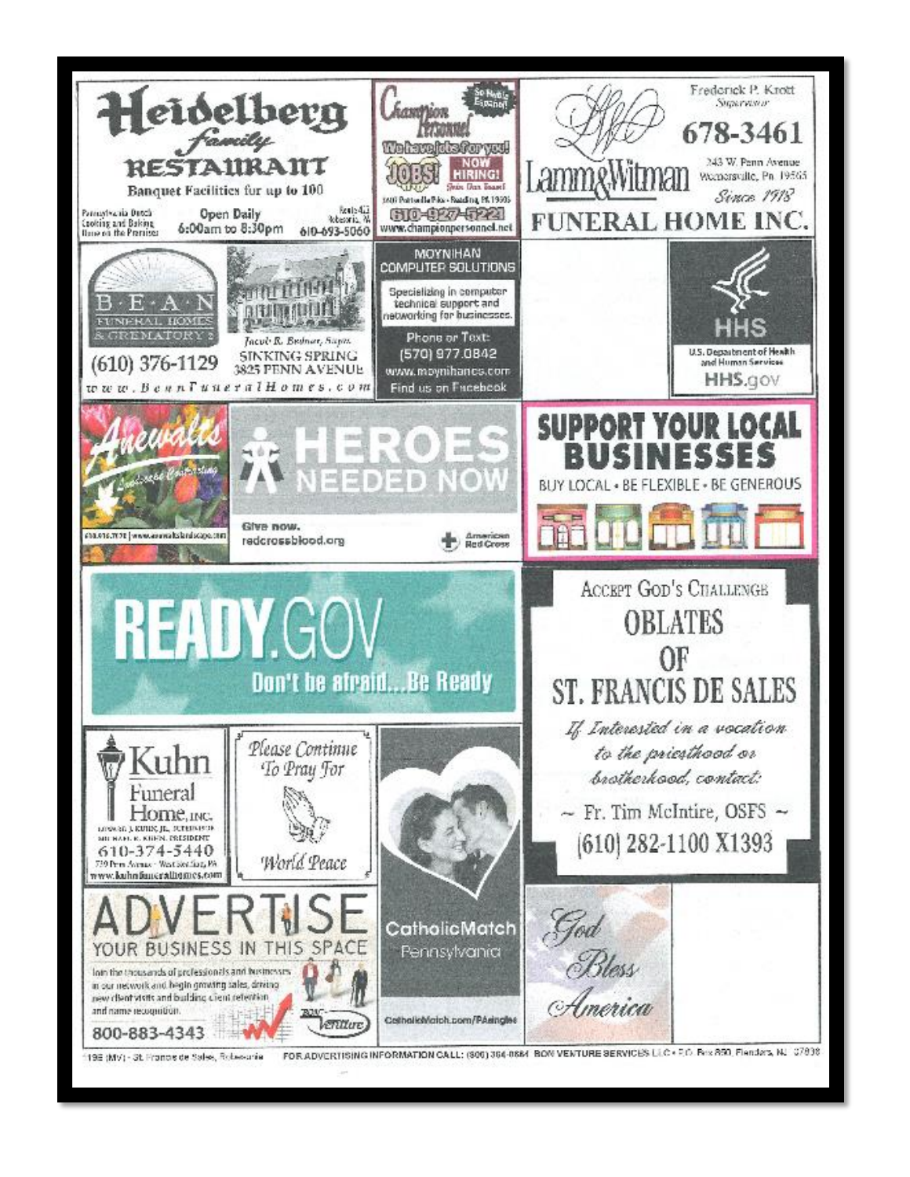**Heidelberg Family Restaurant**

Banquet Facilities for up to 100

Pennsylvania Dutch Cooking and Baking Done on the Premises

Open Daily 6:00am to 8:30pm

Route 422 Robesonia, PA

610-693-5060

**Champion Personnel**

Se Habla Español

We have jobs for you!

JOBS! NOW HIRING! Join Our Team!

1601 Pottsville Pike · Reading, PA 19605

610-927-5221

www.championpersonnel.net

**Lamm & Witman Funeral Home Inc.**

Frederick P. Krott, Supervisor

678-3461

243 W. Penn Avenue, Wernersville, Pa. 19565

Since 1918

**B·E·A·N Funeral Homes & Crematory**

Jacob R. Bedner, Supv.

SINKING SPRING

3825 PENN AVENUE

(610) 376-1129

www.BeanFuneralHomes.com

**MOYNIHAN COMPUTER SOLUTIONS**

Specializing in computer technical support and networking for businesses.

Phone or Text: (570) 977.0842

www.moynihancs.com

Find us on Facebook

HHS

U.S. Department of Health and Human Services

HHS.gov

**Anewalts Landscape Contracting**

610.616.7170 | www.anewaltslandscape.com

**HEROES NEEDED NOW**

Give now. redcrossblood.org

American Red Cross

**SUPPORT YOUR LOCAL BUSINESSES**

BUY LOCAL · BE FLEXIBLE · BE GENEROUS

**READY.GOV**

Don't be afraid...Be Ready

**Accept God's Challenge**

**OBLATES OF ST. FRANCIS DE SALES**

*If Interested in a vocation to the priesthood or brotherhood, contact:*

~ Fr. Tim McIntire, OSFS ~

(610) 282-1100 X1393

**Kuhn Funeral Home, Inc.**

Edward J. Kuhn Jr., Supervisor

Michael R. Kuhn, President

610-374-5440

719 Penn Avenue · West Reading, PA

www.kuhnfuneralhomes.com

*Please Continue To Pray For World Peace*

**CatholicMatch Pennsylvania**

CatholicMatch.com/PAsingles

**ADVERTISE YOUR BUSINESS IN THIS SPACE**

Join the thousands of professionals and businesses in our network and begin growing sales, driving new client visits and building client retention and name recognition.

800-883-4343

Bon Venture

*God Bless America*

1195 (MV) - St. Francis de Sales, Robesonia FOR ADVERTISING INFORMATION CALL: (800) 364-0684 BON VENTURE SERVICES LLC • P.O. Box 850, Flanders, NJ 07836